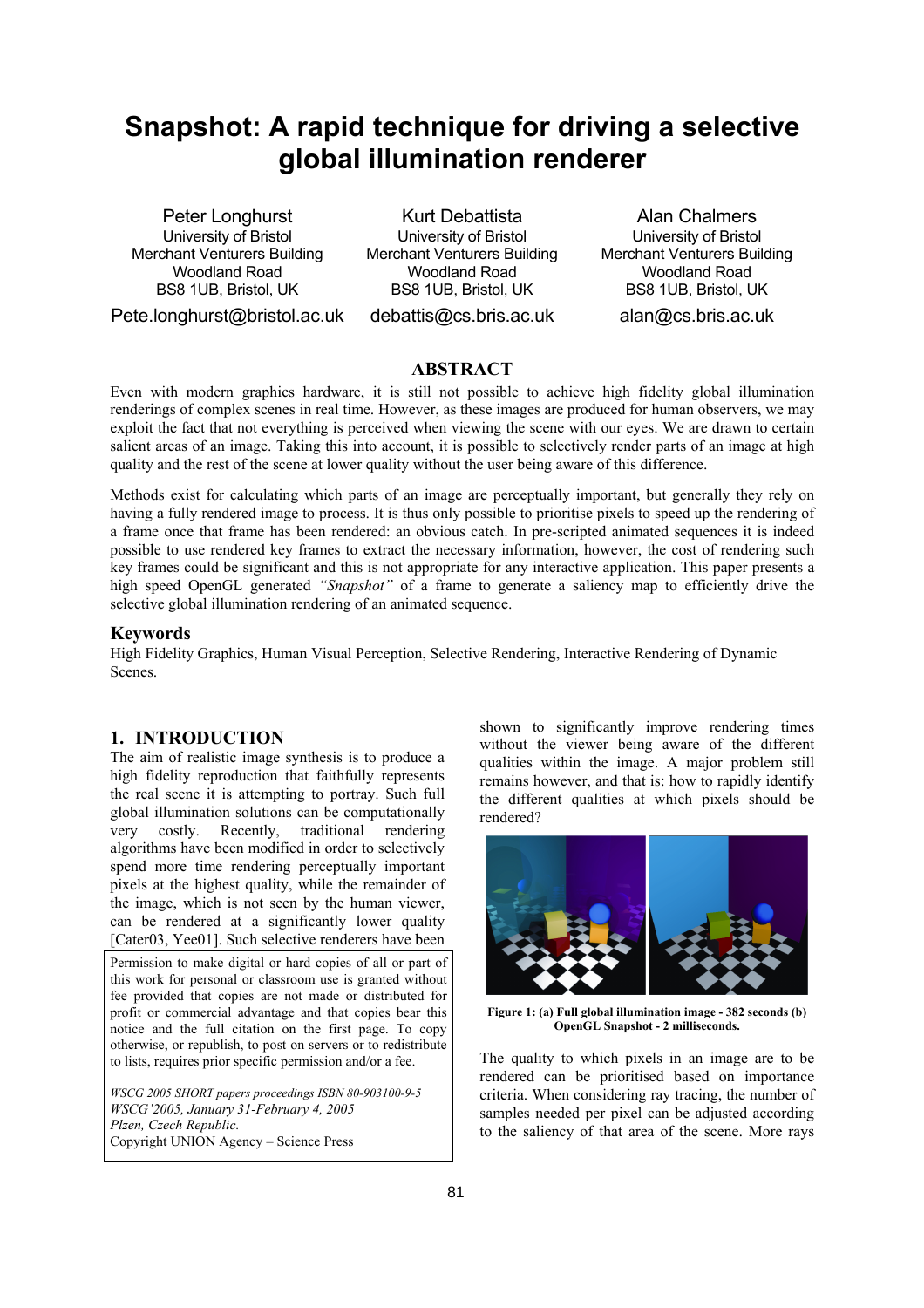# Snapshot: A rapid technique for driving a selective global illumination renderer

Peter Longhurst
University of Bristol
Merchant Ventures Building
Woodland Road
BS8 1UB, Bristol, UK
Pete.longhurst@bristol.ac.uk

Kurt Debattista
University of Bristol
Merchant Ventures Building
Woodland Road
BS8 1UB, Bristol, UK
debattis@cs.bris.ac.uk

Alan Chalmers
University of Bristol
Merchant Ventures Building
Woodland Road
BS8 1UB, Bristol, UK
alan@cs.bris.ac.uk

## ABSTRACT

Even with modern graphics hardware, it is still not possible to achieve high fidelity global illumination renderings of complex scenes in real time. However, as these images are produced for human observers, we may exploit the fact that not everything is perceived when viewing the scene with our eyes. We are drawn to certain salient areas of an image. Taking this into account, it is possible to selectively render parts of an image at high quality and the rest of the scene at lower quality without the user being aware of this difference.

Methods exist for calculating which parts of an image are perceptually important, but generally they rely on having a fully rendered image to process. It is thus only possible to prioritise pixels to speed up the rendering of a frame once that frame has been rendered: an obvious catch. In pre-scripted animated sequences it is indeed possible to use rendered key frames to extract the necessary information, however, the cost of rendering such key frames could be significant and this is not appropriate for any interactive application. This paper presents a high speed OpenGL generated *"Snapshot"* of a frame to generate a saliency map to efficiently drive the selective global illumination rendering of an animated sequence.

### Keywords

High Fidelity Graphics, Human Visual Perception, Selective Rendering, Interactive Rendering of Dynamic Scenes.

## 1. INTRODUCTION

The aim of realistic image synthesis is to produce a high fidelity reproduction that faithfully represents the real scene it is attempting to portray. Such full global illumination solutions can be computationally very costly. Recently, traditional rendering algorithms have been modified in order to selectively spend more time rendering perceptually important pixels at the highest quality, while the remainder of the image, which is not seen by the human viewer, can be rendered at a significantly lower quality [Cater03, Yee01]. Such selective renderers have been shown to significantly improve rendering times without the viewer being aware of the different qualities within the image. A major problem still remains however, and that is: how to rapidly identify the different qualities at which pixels should be rendered?

Permission to make digital or hard copies of all or part of this work for personal or classroom use is granted without fee provided that copies are not made or distributed for profit or commercial advantage and that copies bear this notice and the full citation on the first page. To copy otherwise, or republish, to post on servers or to redistribute to lists, requires prior specific permission and/or a fee.

*WSCG 2005 SHORT papers proceedings ISBN 80-903100-9-5*
*WSCG'2005, January 31-February 4, 2005*
*Plzen, Czech Republic.*
Copyright UNION Agency – Science Press

**Figure 1: (a) Full global illumination image - 382 seconds (b) OpenGL Snapshot - 2 milliseconds.**

The quality to which pixels in an image are to be rendered can be prioritised based on importance criteria. When considering ray tracing, the number of samples needed per pixel can be adjusted according to the saliency of that area of the scene. More rays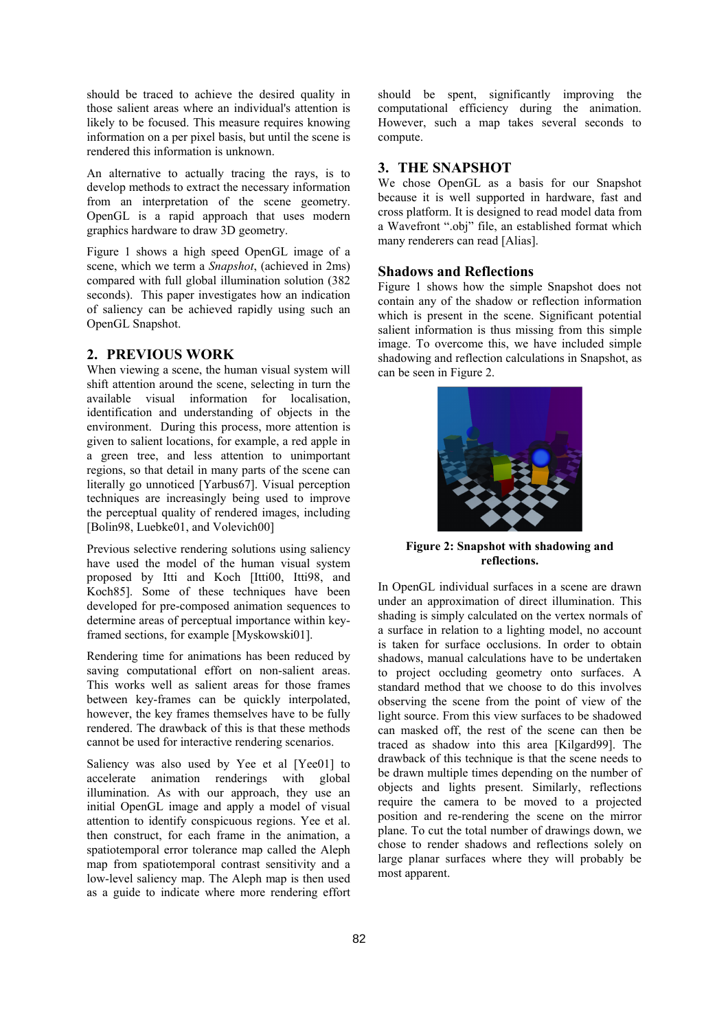should be traced to achieve the desired quality in those salient areas where an individual's attention is likely to be focused. This measure requires knowing information on a per pixel basis, but until the scene is rendered this information is unknown.

An alternative to actually tracing the rays, is to develop methods to extract the necessary information from an interpretation of the scene geometry. OpenGL is a rapid approach that uses modern graphics hardware to draw 3D geometry.

Figure 1 shows a high speed OpenGL image of a scene, which we term a *Snapshot*, (achieved in 2ms) compared with full global illumination solution (382 seconds). This paper investigates how an indication of saliency can be achieved rapidly using such an OpenGL Snapshot.

## 2. PREVIOUS WORK

When viewing a scene, the human visual system will shift attention around the scene, selecting in turn the available visual information for localisation, identification and understanding of objects in the environment. During this process, more attention is given to salient locations, for example, a red apple in a green tree, and less attention to unimportant regions, so that detail in many parts of the scene can literally go unnoticed [Yarbus67]. Visual perception techniques are increasingly being used to improve the perceptual quality of rendered images, including [Bolin98, Luebke01, and Volevich00]

Previous selective rendering solutions using saliency have used the model of the human visual system proposed by Itti and Koch [Itti00, Itti98, and Koch85]. Some of these techniques have been developed for pre-composed animation sequences to determine areas of perceptual importance within key-framed sections, for example [Myskowski01].

Rendering time for animations has been reduced by saving computational effort on non-salient areas. This works well as salient areas for those frames between key-frames can be quickly interpolated, however, the key frames themselves have to be fully rendered. The drawback of this is that these methods cannot be used for interactive rendering scenarios.

Saliency was also used by Yee et al [Yee01] to accelerate animation renderings with global illumination. As with our approach, they use an initial OpenGL image and apply a model of visual attention to identify conspicuous regions. Yee et al. then construct, for each frame in the animation, a spatiotemporal error tolerance map called the Aleph map from spatiotemporal contrast sensitivity and a low-level saliency map. The Aleph map is then used as a guide to indicate where more rendering effort should be spent, significantly improving the computational efficiency during the animation. However, such a map takes several seconds to compute.

## 3. THE SNAPSHOT

We chose OpenGL as a basis for our Snapshot because it is well supported in hardware, fast and cross platform. It is designed to read model data from a Wavefront ".obj" file, an established format which many renderers can read [Alias].

### Shadows and Reflections

Figure 1 shows how the simple Snapshot does not contain any of the shadow or reflection information which is present in the scene. Significant potential salient information is thus missing from this simple image. To overcome this, we have included simple shadowing and reflection calculations in Snapshot, as can be seen in Figure 2.

**Figure 2: Snapshot with shadowing and reflections.**

In OpenGL individual surfaces in a scene are drawn under an approximation of direct illumination. This shading is simply calculated on the vertex normals of a surface in relation to a lighting model, no account is taken for surface occlusions. In order to obtain shadows, manual calculations have to be undertaken to project occluding geometry onto surfaces. A standard method that we choose to do this involves observing the scene from the point of view of the light source. From this view surfaces to be shadowed can masked off, the rest of the scene can then be traced as shadow into this area [Kilgard99]. The drawback of this technique is that the scene needs to be drawn multiple times depending on the number of objects and lights present. Similarly, reflections require the camera to be moved to a projected position and re-rendering the scene on the mirror plane. To cut the total number of drawings down, we chose to render shadows and reflections solely on large planar surfaces where they will probably be most apparent.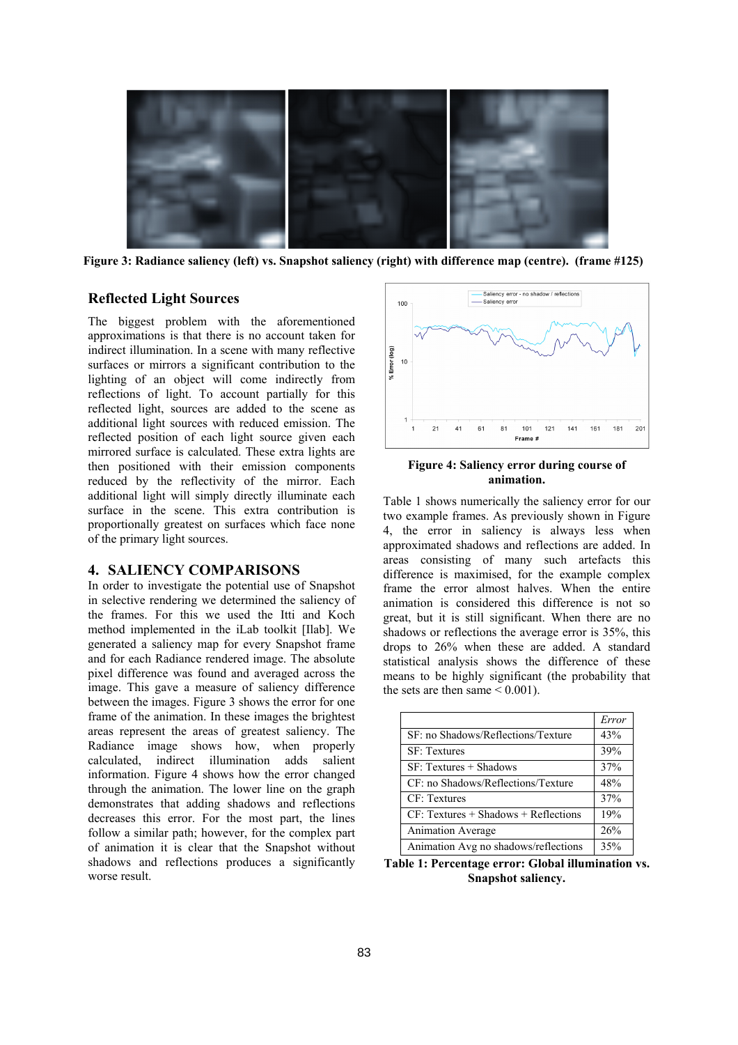Figure 3: Radiance saliency (left) vs. Snapshot saliency (right) with difference map (centre). (frame #125)

### Reflected Light Sources

The biggest problem with the aforementioned approximations is that there is no account taken for indirect illumination. In a scene with many reflective surfaces or mirrors a significant contribution to the lighting of an object will come indirectly from reflections of light. To account partially for this reflected light, sources are added to the scene as additional light sources with reduced emission. The reflected position of each light source given each mirrored surface is calculated. These extra lights are then positioned with their emission components reduced by the reflectivity of the mirror. Each additional light will simply directly illuminate each surface in the scene. This extra contribution is proportionally greatest on surfaces which face none of the primary light sources.

## 4. SALIENCY COMPARISONS

In order to investigate the potential use of Snapshot in selective rendering we determined the saliency of the frames. For this we used the Itti and Koch method implemented in the iLab toolkit [Ilab]. We generated a saliency map for every Snapshot frame and for each Radiance rendered image. The absolute pixel difference was found and averaged across the image. This gave a measure of saliency difference between the images. Figure 3 shows the error for one frame of the animation. In these images the brightest areas represent the areas of greatest saliency. The Radiance image shows how, when properly calculated, indirect illumination adds salient information. Figure 4 shows how the error changed through the animation. The lower line on the graph demonstrates that adding shadows and reflections decreases this error. For the most part, the lines follow a similar path; however, for the complex part of animation it is clear that the Snapshot without shadows and reflections produces a significantly worse result.

Figure 4: Saliency error during course of animation.

Table 1 shows numerically the saliency error for our two example frames. As previously shown in Figure 4, the error in saliency is always less when approximated shadows and reflections are added. In areas consisting of many such artefacts this difference is maximised, for the example complex frame the error almost halves. When the entire animation is considered this difference is not so great, but it is still significant. When there are no shadows or reflections the average error is 35%, this drops to 26% when these are added. A standard statistical analysis shows the difference of these means to be highly significant (the probability that the sets are then same < 0.001).

| | *Error* |
|---|---|
| SF: no Shadows/Reflections/Texture | 43% |
| SF: Textures | 39% |
| SF: Textures + Shadows | 37% |
| CF: no Shadows/Reflections/Texture | 48% |
| CF: Textures | 37% |
| CF: Textures + Shadows + Reflections | 19% |
| Animation Average | 26% |
| Animation Avg no shadows/reflections | 35% |

**Table 1: Percentage error: Global illumination vs. Snapshot saliency.**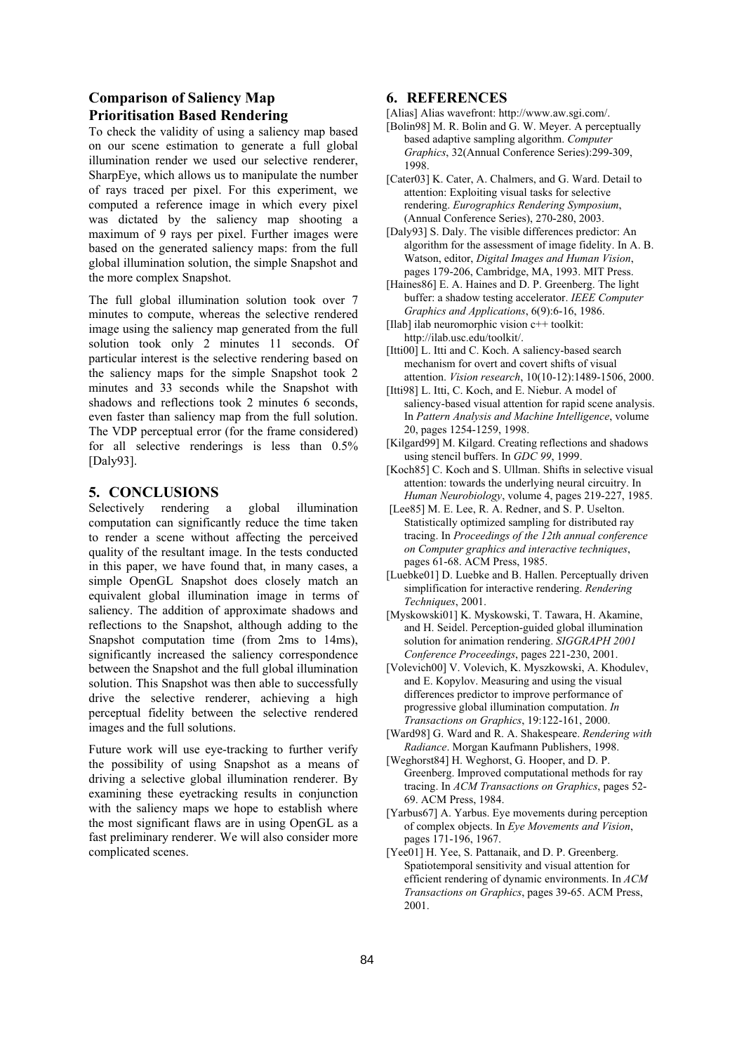### Comparison of Saliency Map Prioritisation Based Rendering

To check the validity of using a saliency map based on our scene estimation to generate a full global illumination render we used our selective renderer, SharpEye, which allows us to manipulate the number of rays traced per pixel. For this experiment, we computed a reference image in which every pixel was dictated by the saliency map shooting a maximum of 9 rays per pixel. Further images were based on the generated saliency maps: from the full global illumination solution, the simple Snapshot and the more complex Snapshot.

The full global illumination solution took over 7 minutes to compute, whereas the selective rendered image using the saliency map generated from the full solution took only 2 minutes 11 seconds. Of particular interest is the selective rendering based on the saliency maps for the simple Snapshot took 2 minutes and 33 seconds while the Snapshot with shadows and reflections took 2 minutes 6 seconds, even faster than saliency map from the full solution. The VDP perceptual error (for the frame considered) for all selective renderings is less than 0.5% [Daly93].

## 5. CONCLUSIONS

Selectively rendering a global illumination computation can significantly reduce the time taken to render a scene without affecting the perceived quality of the resultant image. In the tests conducted in this paper, we have found that, in many cases, a simple OpenGL Snapshot does closely match an equivalent global illumination image in terms of saliency. The addition of approximate shadows and reflections to the Snapshot, although adding to the Snapshot computation time (from 2ms to 14ms), significantly increased the saliency correspondence between the Snapshot and the full global illumination solution. This Snapshot was then able to successfully drive the selective renderer, achieving a high perceptual fidelity between the selective rendered images and the full solutions.

Future work will use eye-tracking to further verify the possibility of using Snapshot as a means of driving a selective global illumination renderer. By examining these eyetracking results in conjunction with the saliency maps we hope to establish where the most significant flaws are in using OpenGL as a fast preliminary renderer. We will also consider more complicated scenes.

## 6. REFERENCES

[Alias] Alias wavefront: http://www.aw.sgi.com/.

[Bolin98] M. R. Bolin and G. W. Meyer. A perceptually based adaptive sampling algorithm. *Computer Graphics*, 32(Annual Conference Series):299-309, 1998.

[Cater03] K. Cater, A. Chalmers, and G. Ward. Detail to attention: Exploiting visual tasks for selective rendering. *Eurographics Rendering Symposium*, (Annual Conference Series), 270-280, 2003.

[Daly93] S. Daly. The visible differences predictor: An algorithm for the assessment of image fidelity. In A. B. Watson, editor, *Digital Images and Human Vision*, pages 179-206, Cambridge, MA, 1993. MIT Press.

[Haines86] E. A. Haines and D. P. Greenberg. The light buffer: a shadow testing accelerator. *IEEE Computer Graphics and Applications*, 6(9):6-16, 1986.

[Ilab] ilab neuromorphic vision c++ toolkit: http://ilab.usc.edu/toolkit/.

[Itti00] L. Itti and C. Koch. A saliency-based search mechanism for overt and covert shifts of visual attention. *Vision research*, 10(10-12):1489-1506, 2000.

[Itti98] L. Itti, C. Koch, and E. Niebur. A model of saliency-based visual attention for rapid scene analysis. In *Pattern Analysis and Machine Intelligence*, volume 20, pages 1254-1259, 1998.

[Kilgard99] M. Kilgard. Creating reflections and shadows using stencil buffers. In *GDC 99*, 1999.

[Koch85] C. Koch and S. Ullman. Shifts in selective visual attention: towards the underlying neural circuitry. In *Human Neurobiology*, volume 4, pages 219-227, 1985.

[Lee85] M. E. Lee, R. A. Redner, and S. P. Uselton. Statistically optimized sampling for distributed ray tracing. In *Proceedings of the 12th annual conference on Computer graphics and interactive techniques*, pages 61-68. ACM Press, 1985.

[Luebke01] D. Luebke and B. Hallen. Perceptually driven simplification for interactive rendering. *Rendering Techniques*, 2001.

[Myskowski01] K. Myskowski, T. Tawara, H. Akamine, and H. Seidel. Perception-guided global illumination solution for animation rendering. *SIGGRAPH 2001 Conference Proceedings*, pages 221-230, 2001.

[Volevich00] V. Volevich, K. Myszkowski, A. Khodulev, and E. Kopylov. Measuring and using the visual differences predictor to improve performance of progressive global illumination computation. *In Transactions on Graphics*, 19:122-161, 2000.

[Ward98] G. Ward and R. A. Shakespeare. *Rendering with Radiance*. Morgan Kaufmann Publishers, 1998.

[Weghorst84] H. Weghorst, G. Hooper, and D. P. Greenberg. Improved computational methods for ray tracing. In *ACM Transactions on Graphics*, pages 52-69. ACM Press, 1984.

[Yarbus67] A. Yarbus. Eye movements during perception of complex objects. In *Eye Movements and Vision*, pages 171-196, 1967.

[Yee01] H. Yee, S. Pattanaik, and D. P. Greenberg. Spatiotemporal sensitivity and visual attention for efficient rendering of dynamic environments. In *ACM Transactions on Graphics*, pages 39-65. ACM Press, 2001.